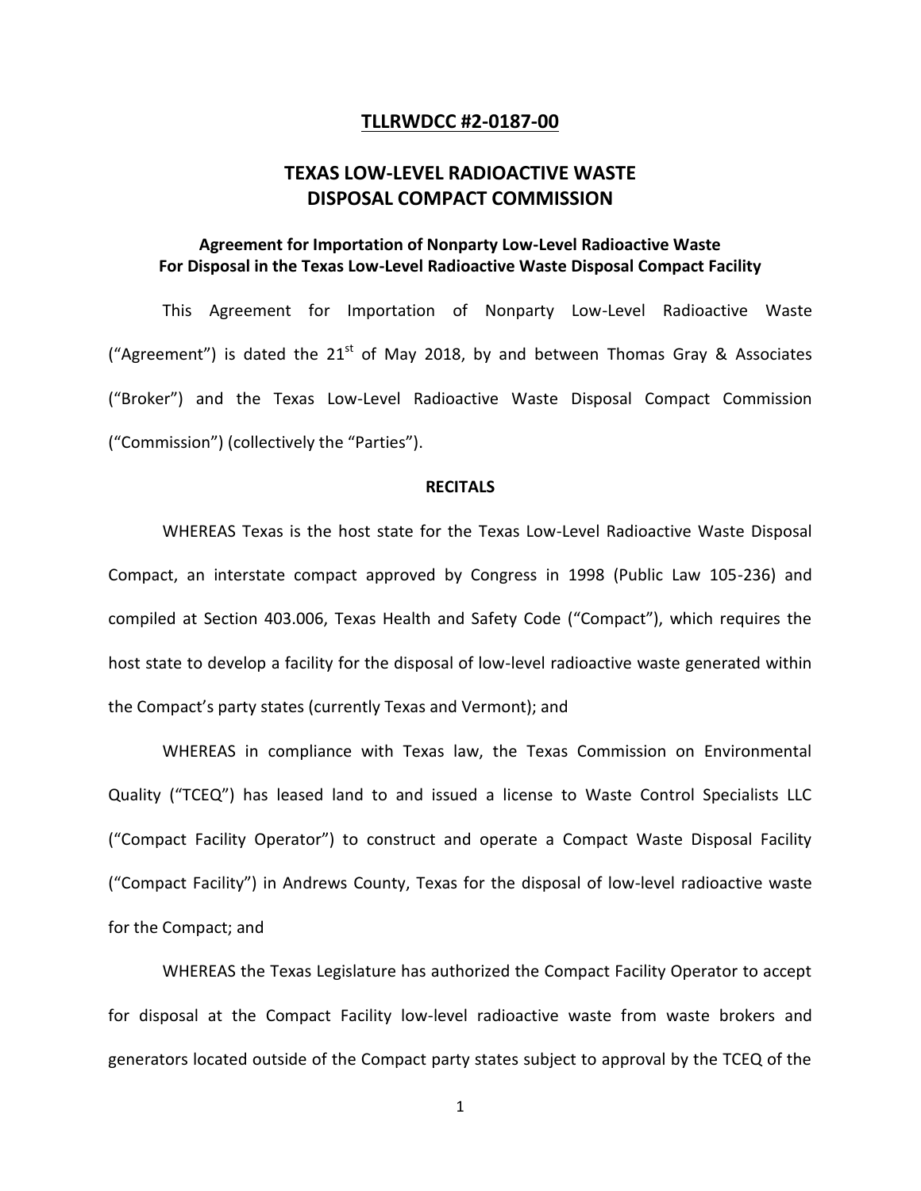**TLLRWDCC #2-0187-00**

# TEXAS LOW-LEVEL RADIOACTIVE WASTE DISPOSAL COMPACT COMMISSION

### Agreement for Importation of Nonparty Low-Level Radioactive Waste For Disposal in the Texas Low-Level Radioactive Waste Disposal Compact Facility

This Agreement for Importation of Nonparty Low-Level Radioactive Waste ("Agreement") is dated the 21st of May 2018, by and between Thomas Gray & Associates ("Broker") and the Texas Low-Level Radioactive Waste Disposal Compact Commission ("Commission") (collectively the "Parties").

**RECITALS**

WHEREAS Texas is the host state for the Texas Low-Level Radioactive Waste Disposal Compact, an interstate compact approved by Congress in 1998 (Public Law 105-236) and compiled at Section 403.006, Texas Health and Safety Code ("Compact"), which requires the host state to develop a facility for the disposal of low-level radioactive waste generated within the Compact's party states (currently Texas and Vermont); and

WHEREAS in compliance with Texas law, the Texas Commission on Environmental Quality ("TCEQ") has leased land to and issued a license to Waste Control Specialists LLC ("Compact Facility Operator") to construct and operate a Compact Waste Disposal Facility ("Compact Facility") in Andrews County, Texas for the disposal of low-level radioactive waste for the Compact; and

WHEREAS the Texas Legislature has authorized the Compact Facility Operator to accept for disposal at the Compact Facility low-level radioactive waste from waste brokers and generators located outside of the Compact party states subject to approval by the TCEQ of the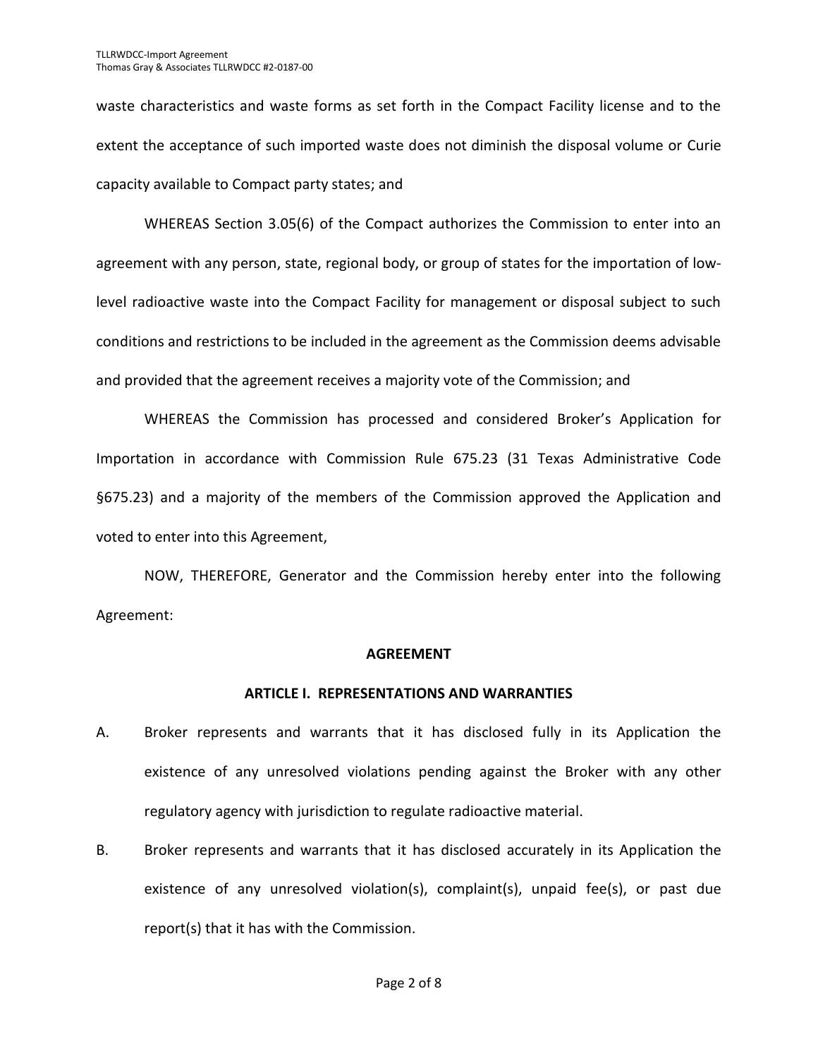waste characteristics and waste forms as set forth in the Compact Facility license and to the extent the acceptance of such imported waste does not diminish the disposal volume or Curie capacity available to Compact party states; and

WHEREAS Section 3.05(6) of the Compact authorizes the Commission to enter into an agreement with any person, state, regional body, or group of states for the importation of low-level radioactive waste into the Compact Facility for management or disposal subject to such conditions and restrictions to be included in the agreement as the Commission deems advisable and provided that the agreement receives a majority vote of the Commission; and

WHEREAS the Commission has processed and considered Broker's Application for Importation in accordance with Commission Rule 675.23 (31 Texas Administrative Code §675.23) and a majority of the members of the Commission approved the Application and voted to enter into this Agreement,

NOW, THEREFORE, Generator and the Commission hereby enter into the following Agreement:

## AGREEMENT

### ARTICLE I. REPRESENTATIONS AND WARRANTIES

A. Broker represents and warrants that it has disclosed fully in its Application the existence of any unresolved violations pending against the Broker with any other regulatory agency with jurisdiction to regulate radioactive material.

B. Broker represents and warrants that it has disclosed accurately in its Application the existence of any unresolved violation(s), complaint(s), unpaid fee(s), or past due report(s) that it has with the Commission.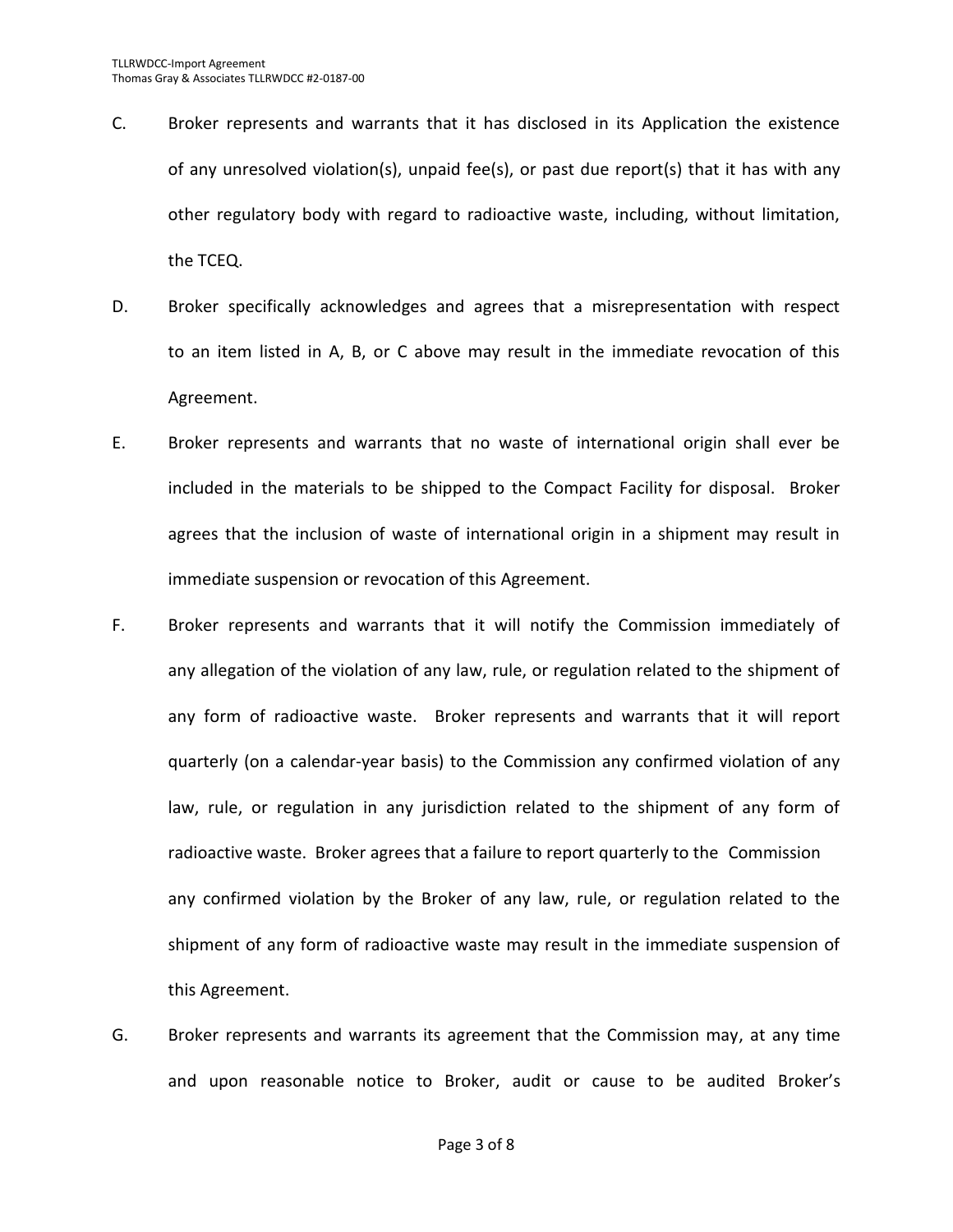C. Broker represents and warrants that it has disclosed in its Application the existence of any unresolved violation(s), unpaid fee(s), or past due report(s) that it has with any other regulatory body with regard to radioactive waste, including, without limitation, the TCEQ.

D. Broker specifically acknowledges and agrees that a misrepresentation with respect to an item listed in A, B, or C above may result in the immediate revocation of this Agreement.

E. Broker represents and warrants that no waste of international origin shall ever be included in the materials to be shipped to the Compact Facility for disposal. Broker agrees that the inclusion of waste of international origin in a shipment may result in immediate suspension or revocation of this Agreement.

F. Broker represents and warrants that it will notify the Commission immediately of any allegation of the violation of any law, rule, or regulation related to the shipment of any form of radioactive waste. Broker represents and warrants that it will report quarterly (on a calendar-year basis) to the Commission any confirmed violation of any law, rule, or regulation in any jurisdiction related to the shipment of any form of radioactive waste. Broker agrees that a failure to report quarterly to the Commission any confirmed violation by the Broker of any law, rule, or regulation related to the shipment of any form of radioactive waste may result in the immediate suspension of this Agreement.

G. Broker represents and warrants its agreement that the Commission may, at any time and upon reasonable notice to Broker, audit or cause to be audited Broker's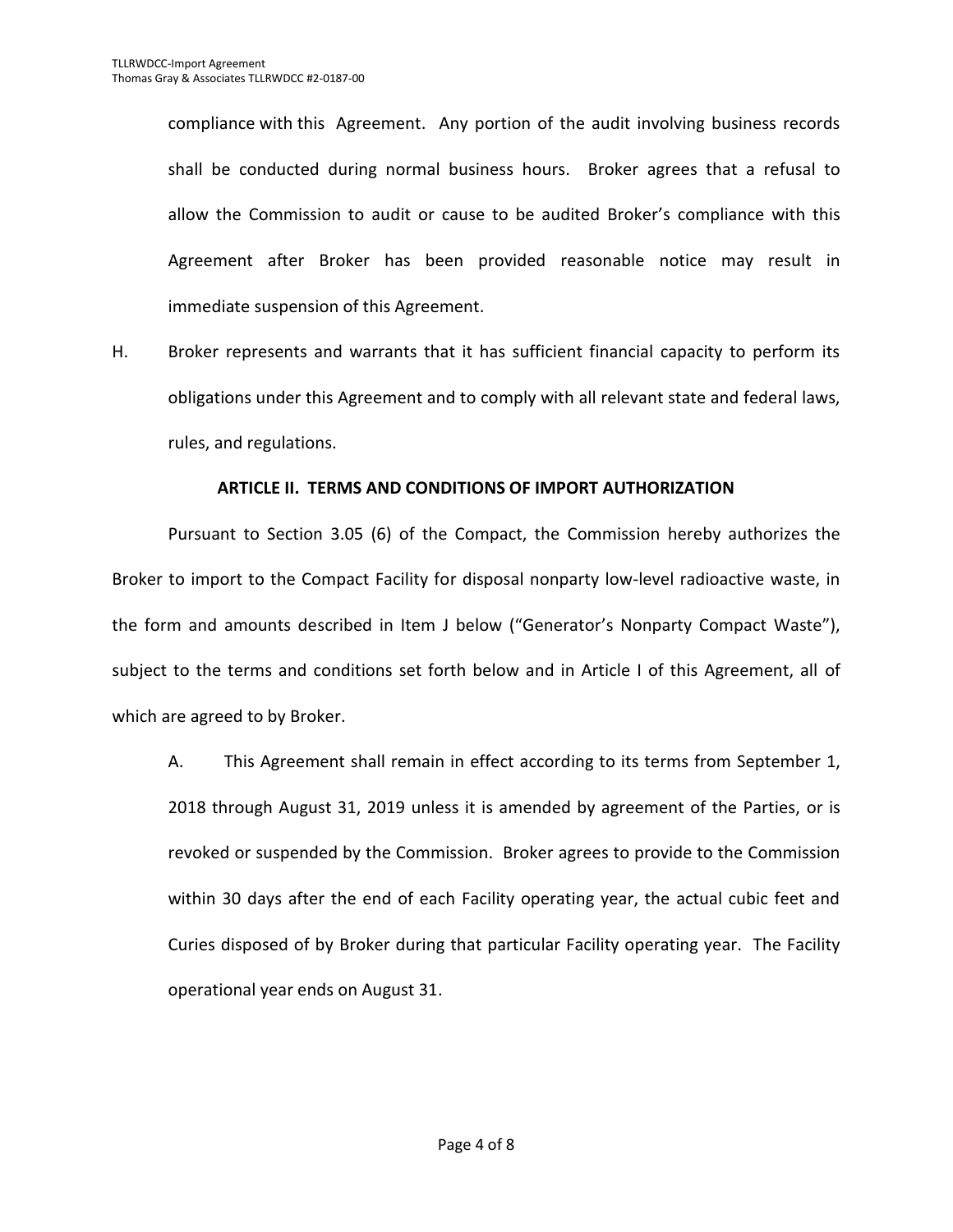compliance with this Agreement. Any portion of the audit involving business records shall be conducted during normal business hours. Broker agrees that a refusal to allow the Commission to audit or cause to be audited Broker's compliance with this Agreement after Broker has been provided reasonable notice may result in immediate suspension of this Agreement.

H. Broker represents and warrants that it has sufficient financial capacity to perform its obligations under this Agreement and to comply with all relevant state and federal laws, rules, and regulations.

## ARTICLE II. TERMS AND CONDITIONS OF IMPORT AUTHORIZATION

Pursuant to Section 3.05 (6) of the Compact, the Commission hereby authorizes the Broker to import to the Compact Facility for disposal nonparty low-level radioactive waste, in the form and amounts described in Item J below ("Generator's Nonparty Compact Waste"), subject to the terms and conditions set forth below and in Article I of this Agreement, all of which are agreed to by Broker.

A. This Agreement shall remain in effect according to its terms from September 1, 2018 through August 31, 2019 unless it is amended by agreement of the Parties, or is revoked or suspended by the Commission. Broker agrees to provide to the Commission within 30 days after the end of each Facility operating year, the actual cubic feet and Curies disposed of by Broker during that particular Facility operating year. The Facility operational year ends on August 31.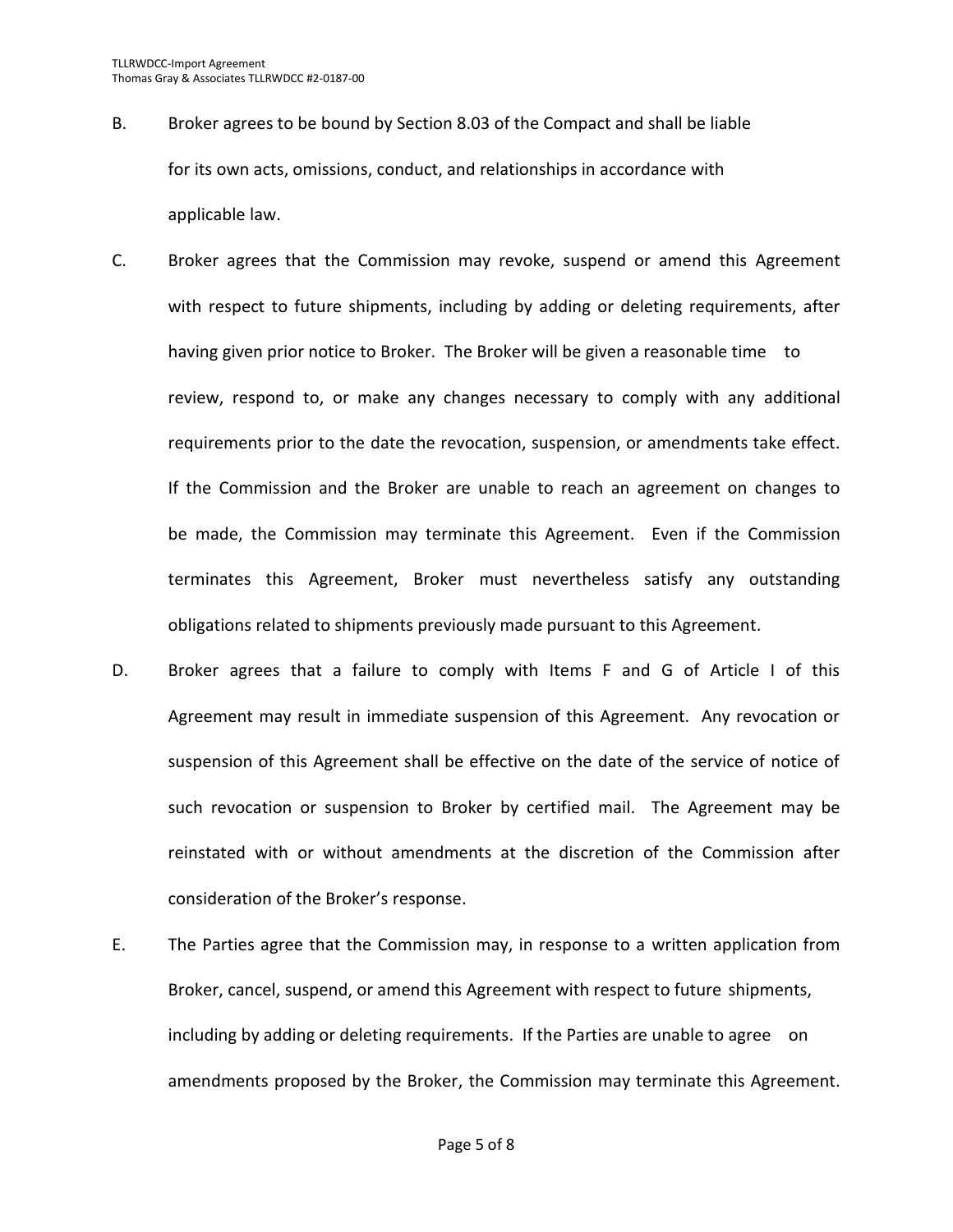B. Broker agrees to be bound by Section 8.03 of the Compact and shall be liable for its own acts, omissions, conduct, and relationships in accordance with applicable law.

C. Broker agrees that the Commission may revoke, suspend or amend this Agreement with respect to future shipments, including by adding or deleting requirements, after having given prior notice to Broker. The Broker will be given a reasonable time to review, respond to, or make any changes necessary to comply with any additional requirements prior to the date the revocation, suspension, or amendments take effect. If the Commission and the Broker are unable to reach an agreement on changes to be made, the Commission may terminate this Agreement. Even if the Commission terminates this Agreement, Broker must nevertheless satisfy any outstanding obligations related to shipments previously made pursuant to this Agreement.

D. Broker agrees that a failure to comply with Items F and G of Article I of this Agreement may result in immediate suspension of this Agreement. Any revocation or suspension of this Agreement shall be effective on the date of the service of notice of such revocation or suspension to Broker by certified mail. The Agreement may be reinstated with or without amendments at the discretion of the Commission after consideration of the Broker's response.

E. The Parties agree that the Commission may, in response to a written application from Broker, cancel, suspend, or amend this Agreement with respect to future shipments, including by adding or deleting requirements. If the Parties are unable to agree on amendments proposed by the Broker, the Commission may terminate this Agreement.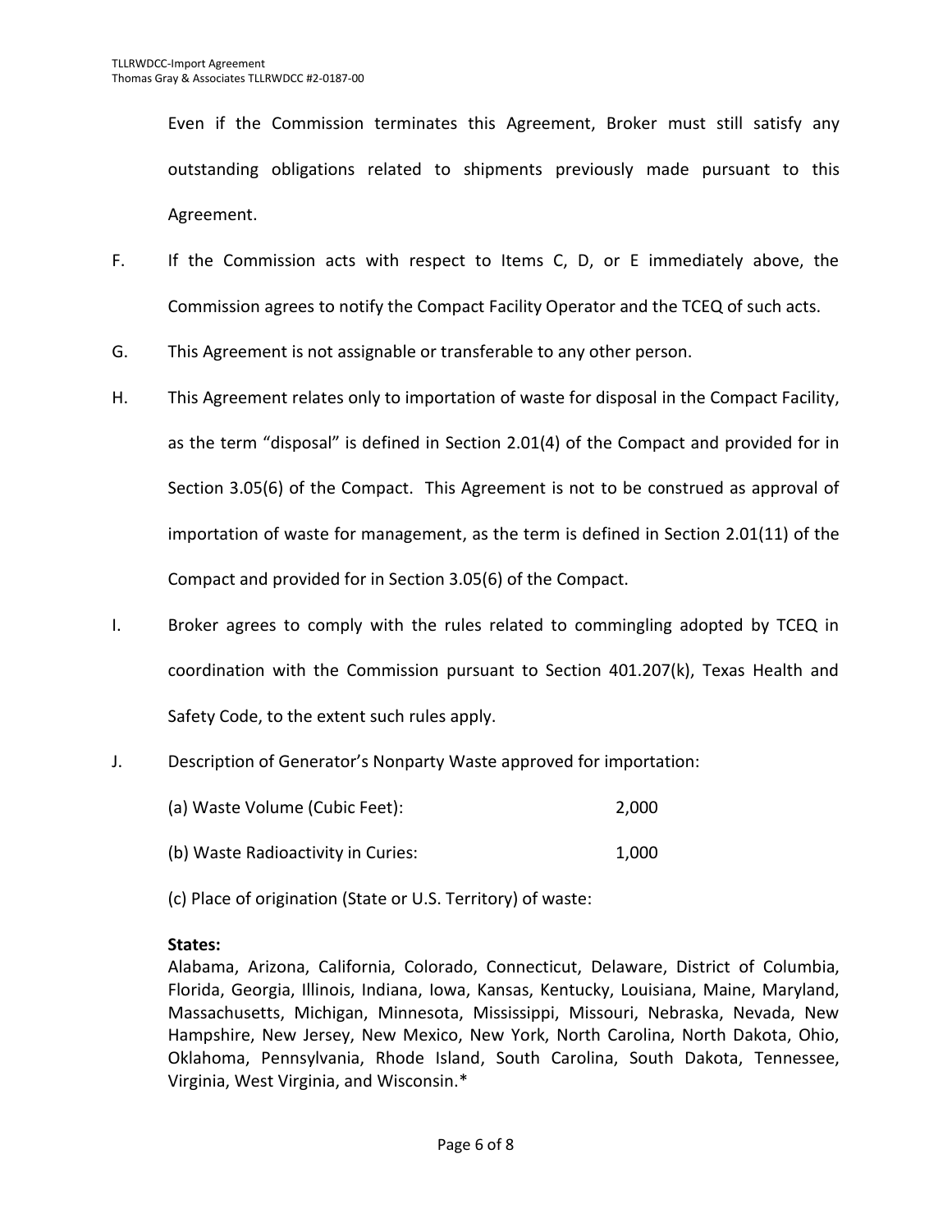Even if the Commission terminates this Agreement, Broker must still satisfy any outstanding obligations related to shipments previously made pursuant to this Agreement.

F. If the Commission acts with respect to Items C, D, or E immediately above, the Commission agrees to notify the Compact Facility Operator and the TCEQ of such acts.

G. This Agreement is not assignable or transferable to any other person.

H. This Agreement relates only to importation of waste for disposal in the Compact Facility, as the term "disposal" is defined in Section 2.01(4) of the Compact and provided for in Section 3.05(6) of the Compact. This Agreement is not to be construed as approval of importation of waste for management, as the term is defined in Section 2.01(11) of the Compact and provided for in Section 3.05(6) of the Compact.

I. Broker agrees to comply with the rules related to commingling adopted by TCEQ in coordination with the Commission pursuant to Section 401.207(k), Texas Health and Safety Code, to the extent such rules apply.

J. Description of Generator's Nonparty Waste approved for importation:

(a) Waste Volume (Cubic Feet): 2,000

(b) Waste Radioactivity in Curies: 1,000

(c) Place of origination (State or U.S. Territory) of waste:

**States:**
Alabama, Arizona, California, Colorado, Connecticut, Delaware, District of Columbia, Florida, Georgia, Illinois, Indiana, Iowa, Kansas, Kentucky, Louisiana, Maine, Maryland, Massachusetts, Michigan, Minnesota, Mississippi, Missouri, Nebraska, Nevada, New Hampshire, New Jersey, New Mexico, New York, North Carolina, North Dakota, Ohio, Oklahoma, Pennsylvania, Rhode Island, South Carolina, South Dakota, Tennessee, Virginia, West Virginia, and Wisconsin.*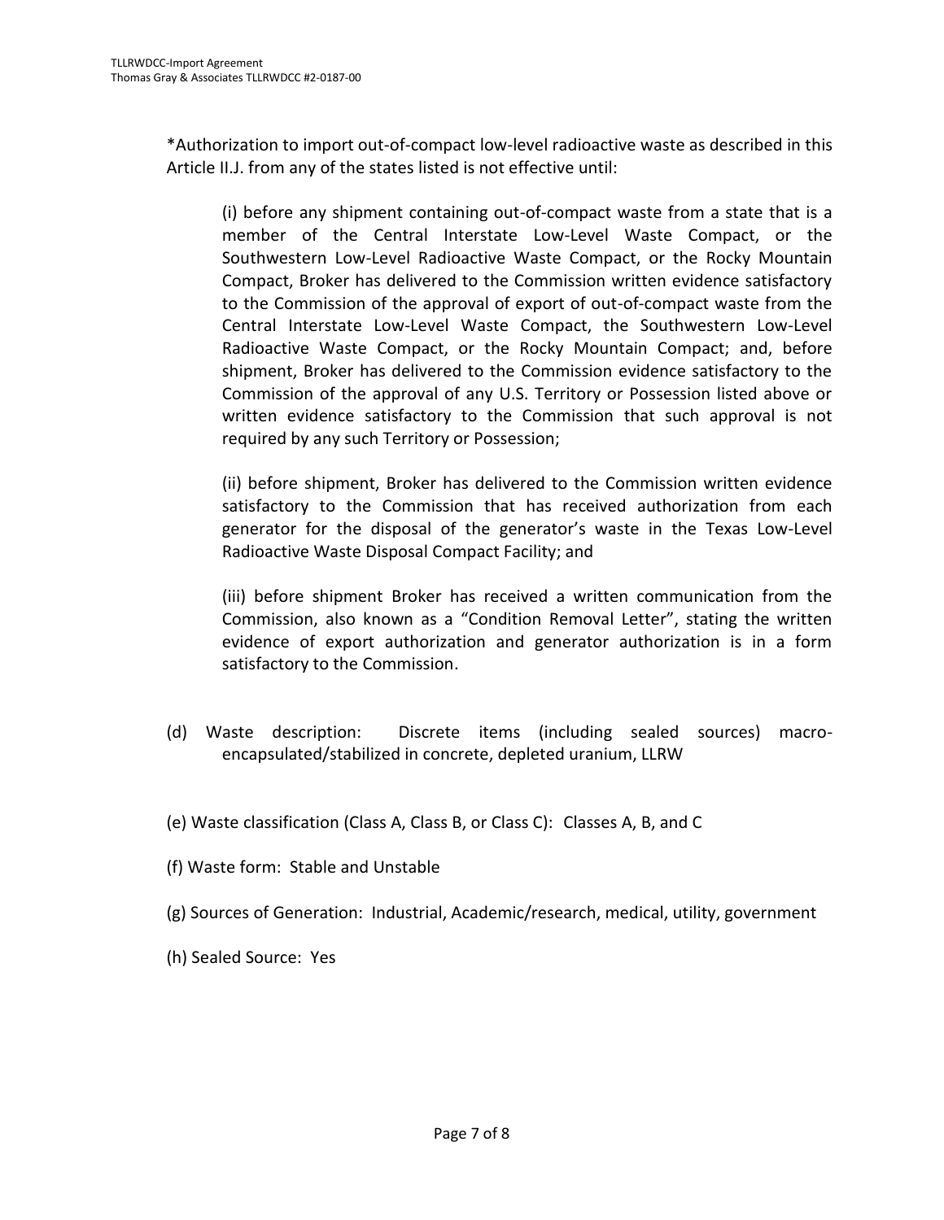*Authorization to import out-of-compact low-level radioactive waste as described in this Article II.J. from any of the states listed is not effective until:

(i) before any shipment containing out-of-compact waste from a state that is a member of the Central Interstate Low-Level Waste Compact, or the Southwestern Low-Level Radioactive Waste Compact, or the Rocky Mountain Compact, Broker has delivered to the Commission written evidence satisfactory to the Commission of the approval of export of out-of-compact waste from the Central Interstate Low-Level Waste Compact, the Southwestern Low-Level Radioactive Waste Compact, or the Rocky Mountain Compact; and, before shipment, Broker has delivered to the Commission evidence satisfactory to the Commission of the approval of any U.S. Territory or Possession listed above or written evidence satisfactory to the Commission that such approval is not required by any such Territory or Possession;

(ii) before shipment, Broker has delivered to the Commission written evidence satisfactory to the Commission that has received authorization from each generator for the disposal of the generator's waste in the Texas Low-Level Radioactive Waste Disposal Compact Facility; and

(iii) before shipment Broker has received a written communication from the Commission, also known as a "Condition Removal Letter", stating the written evidence of export authorization and generator authorization is in a form satisfactory to the Commission.

(d) Waste description: Discrete items (including sealed sources) macro-encapsulated/stabilized in concrete, depleted uranium, LLRW

(e) Waste classification (Class A, Class B, or Class C): Classes A, B, and C

(f) Waste form: Stable and Unstable

(g) Sources of Generation: Industrial, Academic/research, medical, utility, government

(h) Sealed Source: Yes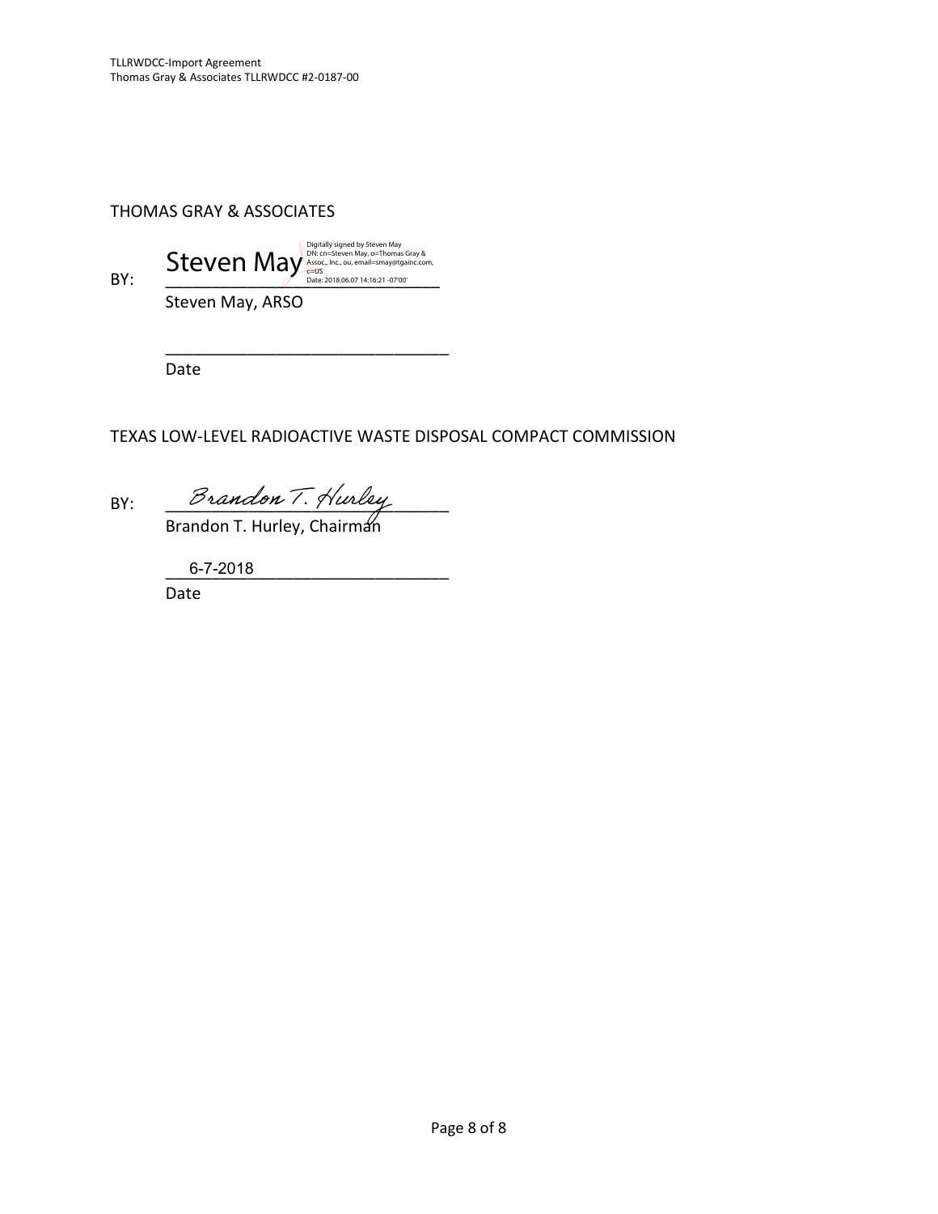THOMAS GRAY & ASSOCIATES

BY: Steven May

Digitally signed by Steven May
DN: cn=Steven May, o=Thomas Gray & Assoc., Inc., ou, email=smay@tgainc.com, c=US
Date: 2018.06.07 14:16:21 -07'00'

Steven May, ARSO

\_\_\_\_\_\_\_\_\_\_\_\_\_\_\_\_\_\_\_\_\_\_\_\_\_\_\_\_\_\_\_\_

Date

TEXAS LOW-LEVEL RADIOACTIVE WASTE DISPOSAL COMPACT COMMISSION

BY: Brandon T. Hurley

Brandon T. Hurley, Chairman

6-7-2018

Date